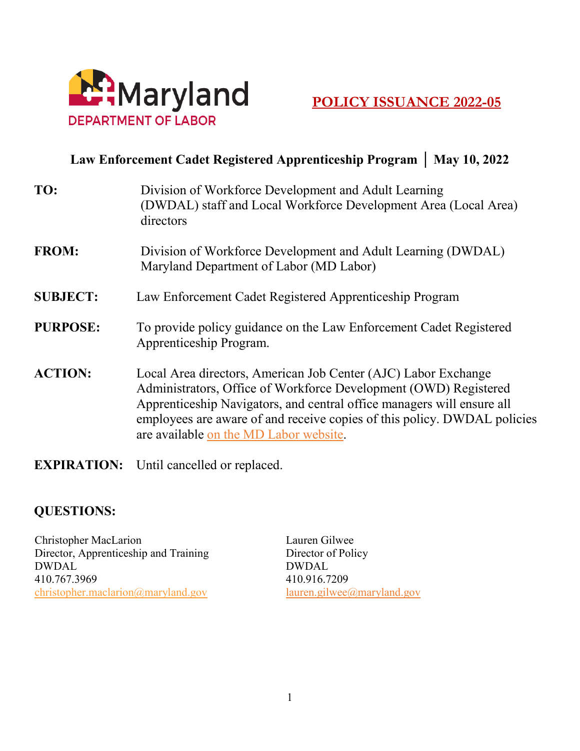Maryland
DEPARTMENT OF LABOR

# POLICY ISSUANCE 2022-05

**Law Enforcement Cadet Registered Apprenticeship Program │ May 10, 2022**

**TO:** Division of Workforce Development and Adult Learning (DWDAL) staff and Local Workforce Development Area (Local Area) directors

**FROM:** Division of Workforce Development and Adult Learning (DWDAL) Maryland Department of Labor (MD Labor)

**SUBJECT:** Law Enforcement Cadet Registered Apprenticeship Program

**PURPOSE:** To provide policy guidance on the Law Enforcement Cadet Registered Apprenticeship Program.

**ACTION:** Local Area directors, American Job Center (AJC) Labor Exchange Administrators, Office of Workforce Development (OWD) Registered Apprenticeship Navigators, and central office managers will ensure all employees are aware of and receive copies of this policy. DWDAL policies are available on the MD Labor website.

**EXPIRATION:** Until cancelled or replaced.

## QUESTIONS:

Christopher MacLarion
Director, Apprenticeship and Training
DWDAL
410.767.3969
christopher.maclarion@maryland.gov

Lauren Gilwee
Director of Policy
DWDAL
410.916.7209
lauren.gilwee@maryland.gov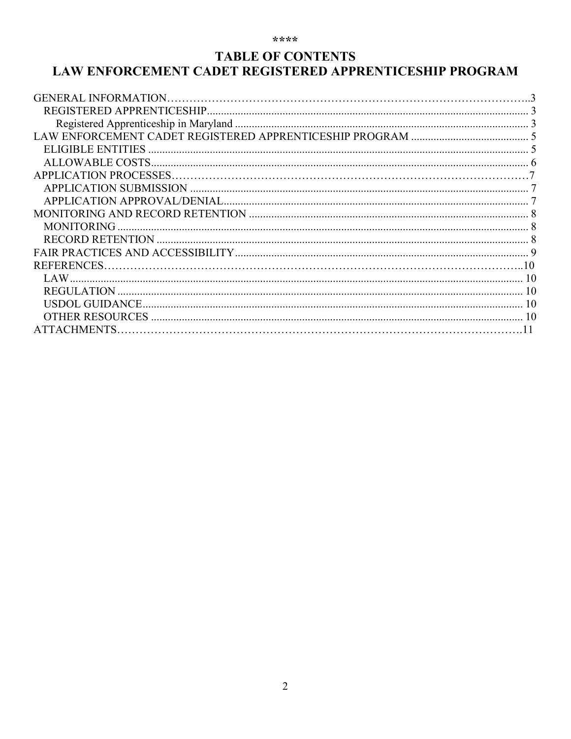\*\*\*\*

# TABLE OF CONTENTS
# LAW ENFORCEMENT CADET REGISTERED APPRENTICESHIP PROGRAM

GENERAL INFORMATION……………………………………………………………………………..3
- REGISTERED APPRENTICESHIP.................................................................................................. 3
  - Registered Apprenticeship in Maryland ........................................................................................ 3

LAW ENFORCEMENT CADET REGISTERED APPRENTICESHIP PROGRAM .......................................... 5
- ELIGIBLE ENTITIES ....................................................................................................................... 5
- ALLOWABLE COSTS...................................................................................................................... 6

APPLICATION PROCESSES…………………………………………………………………………7
- APPLICATION SUBMISSION ........................................................................................................ 7
- APPLICATION APPROVAL/DENIAL............................................................................................ 7

MONITORING AND RECORD RETENTION .................................................................................... 8
- MONITORING .................................................................................................................................. 8
- RECORD RETENTION .................................................................................................................... 8

FAIR PRACTICES AND ACCESSIBILITY......................................................................................... 9

REFERENCES……………………………………………………………………………………..10
- LAW.................................................................................................................................................. 10
- REGULATION ................................................................................................................................. 10
- USDOL GUIDANCE........................................................................................................................ 10
- OTHER RESOURCES ..................................................................................................................... 10

ATTACHMENTS…………………………………………………………………………………….11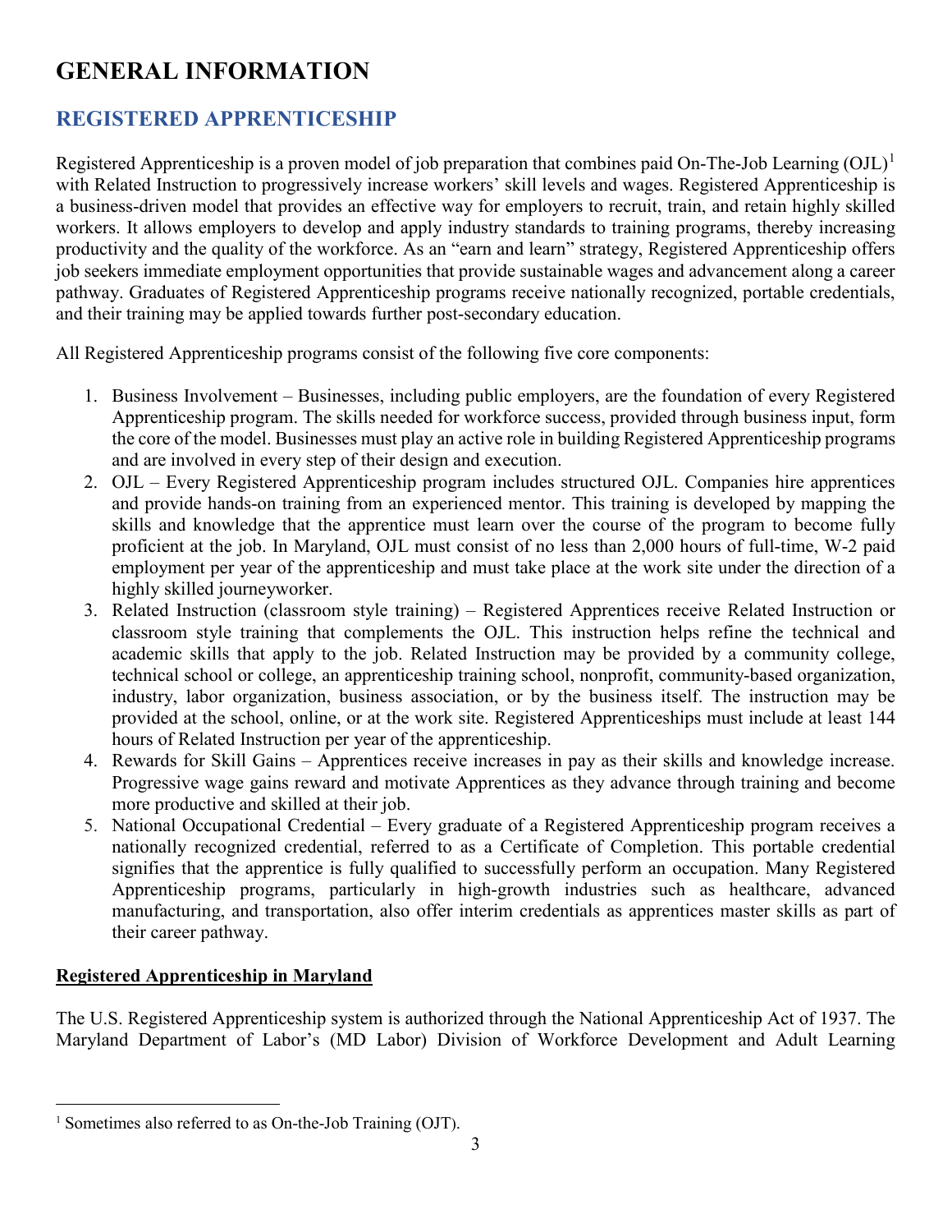# GENERAL INFORMATION

## REGISTERED APPRENTICESHIP

Registered Apprenticeship is a proven model of job preparation that combines paid On-The-Job Learning (OJL)[1] with Related Instruction to progressively increase workers' skill levels and wages. Registered Apprenticeship is a business-driven model that provides an effective way for employers to recruit, train, and retain highly skilled workers. It allows employers to develop and apply industry standards to training programs, thereby increasing productivity and the quality of the workforce. As an "earn and learn" strategy, Registered Apprenticeship offers job seekers immediate employment opportunities that provide sustainable wages and advancement along a career pathway. Graduates of Registered Apprenticeship programs receive nationally recognized, portable credentials, and their training may be applied towards further post-secondary education.

All Registered Apprenticeship programs consist of the following five core components:

1. Business Involvement – Businesses, including public employers, are the foundation of every Registered Apprenticeship program. The skills needed for workforce success, provided through business input, form the core of the model. Businesses must play an active role in building Registered Apprenticeship programs and are involved in every step of their design and execution.
2. OJL – Every Registered Apprenticeship program includes structured OJL. Companies hire apprentices and provide hands-on training from an experienced mentor. This training is developed by mapping the skills and knowledge that the apprentice must learn over the course of the program to become fully proficient at the job. In Maryland, OJL must consist of no less than 2,000 hours of full-time, W-2 paid employment per year of the apprenticeship and must take place at the work site under the direction of a highly skilled journeyworker.
3. Related Instruction (classroom style training) – Registered Apprentices receive Related Instruction or classroom style training that complements the OJL. This instruction helps refine the technical and academic skills that apply to the job. Related Instruction may be provided by a community college, technical school or college, an apprenticeship training school, nonprofit, community-based organization, industry, labor organization, business association, or by the business itself. The instruction may be provided at the school, online, or at the work site. Registered Apprenticeships must include at least 144 hours of Related Instruction per year of the apprenticeship.
4. Rewards for Skill Gains – Apprentices receive increases in pay as their skills and knowledge increase. Progressive wage gains reward and motivate Apprentices as they advance through training and become more productive and skilled at their job.
5. National Occupational Credential – Every graduate of a Registered Apprenticeship program receives a nationally recognized credential, referred to as a Certificate of Completion. This portable credential signifies that the apprentice is fully qualified to successfully perform an occupation. Many Registered Apprenticeship programs, particularly in high-growth industries such as healthcare, advanced manufacturing, and transportation, also offer interim credentials as apprentices master skills as part of their career pathway.

**<u>Registered Apprenticeship in Maryland</u>**

The U.S. Registered Apprenticeship system is authorized through the National Apprenticeship Act of 1937. The Maryland Department of Labor's (MD Labor) Division of Workforce Development and Adult Learning

---

[1] Sometimes also referred to as On-the-Job Training (OJT).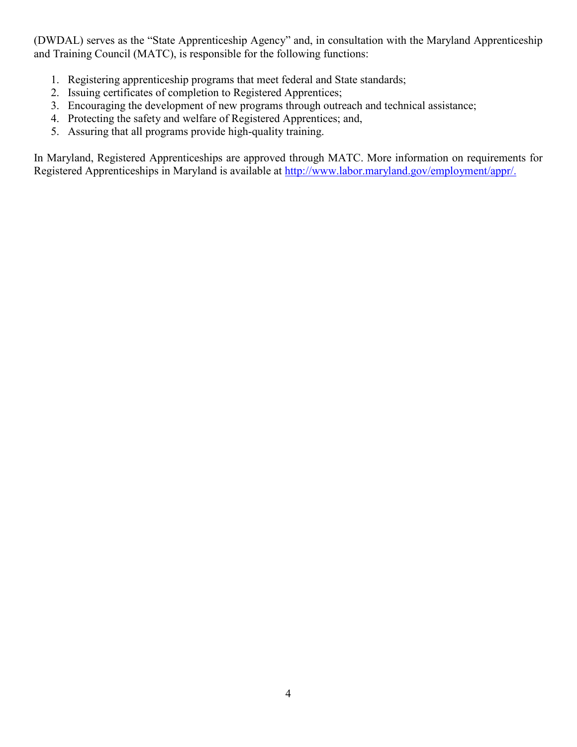(DWDAL) serves as the "State Apprenticeship Agency" and, in consultation with the Maryland Apprenticeship and Training Council (MATC), is responsible for the following functions:

1. Registering apprenticeship programs that meet federal and State standards;
2. Issuing certificates of completion to Registered Apprentices;
3. Encouraging the development of new programs through outreach and technical assistance;
4. Protecting the safety and welfare of Registered Apprentices; and,
5. Assuring that all programs provide high-quality training.

In Maryland, Registered Apprenticeships are approved through MATC. More information on requirements for Registered Apprenticeships in Maryland is available at http://www.labor.maryland.gov/employment/appr/.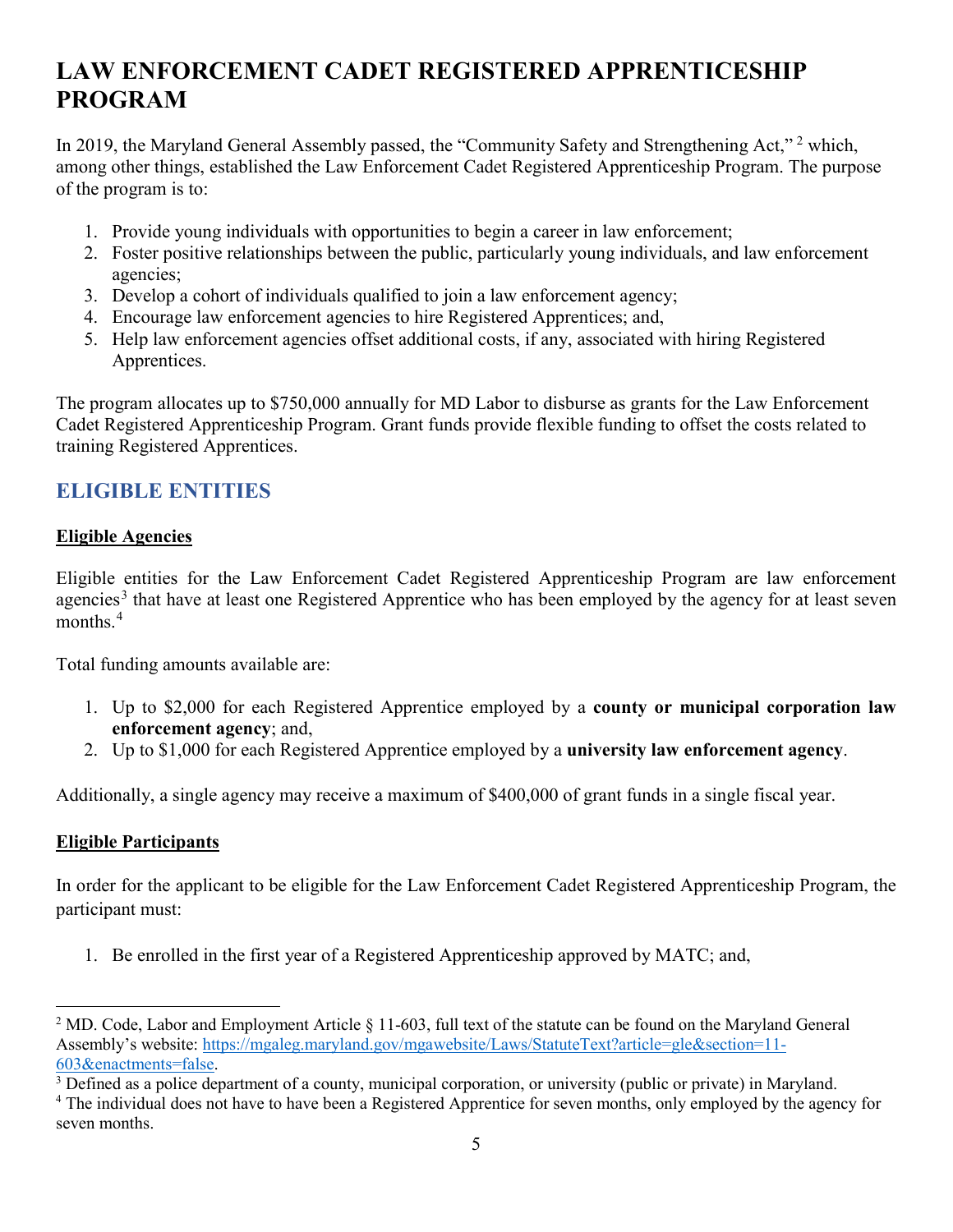# LAW ENFORCEMENT CADET REGISTERED APPRENTICESHIP PROGRAM

In 2019, the Maryland General Assembly passed, the "Community Safety and Strengthening Act," [2] which, among other things, established the Law Enforcement Cadet Registered Apprenticeship Program. The purpose of the program is to:

1. Provide young individuals with opportunities to begin a career in law enforcement;
2. Foster positive relationships between the public, particularly young individuals, and law enforcement agencies;
3. Develop a cohort of individuals qualified to join a law enforcement agency;
4. Encourage law enforcement agencies to hire Registered Apprentices; and,
5. Help law enforcement agencies offset additional costs, if any, associated with hiring Registered Apprentices.

The program allocates up to $750,000 annually for MD Labor to disburse as grants for the Law Enforcement Cadet Registered Apprenticeship Program. Grant funds provide flexible funding to offset the costs related to training Registered Apprentices.

## ELIGIBLE ENTITIES

### Eligible Agencies

Eligible entities for the Law Enforcement Cadet Registered Apprenticeship Program are law enforcement agencies[3] that have at least one Registered Apprentice who has been employed by the agency for at least seven months.[4]

Total funding amounts available are:

1. Up to $2,000 for each Registered Apprentice employed by a **county or municipal corporation law enforcement agency**; and,
2. Up to $1,000 for each Registered Apprentice employed by a **university law enforcement agency**.

Additionally, a single agency may receive a maximum of $400,000 of grant funds in a single fiscal year.

### Eligible Participants

In order for the applicant to be eligible for the Law Enforcement Cadet Registered Apprenticeship Program, the participant must:

1. Be enrolled in the first year of a Registered Apprenticeship approved by MATC; and,

---

[2] MD. Code, Labor and Employment Article § 11-603, full text of the statute can be found on the Maryland General Assembly's website: https://mgaleg.maryland.gov/mgawebsite/Laws/StatuteText?article=gle&section=11-603&enactments=false.

[3] Defined as a police department of a county, municipal corporation, or university (public or private) in Maryland.

[4] The individual does not have to have been a Registered Apprentice for seven months, only employed by the agency for seven months.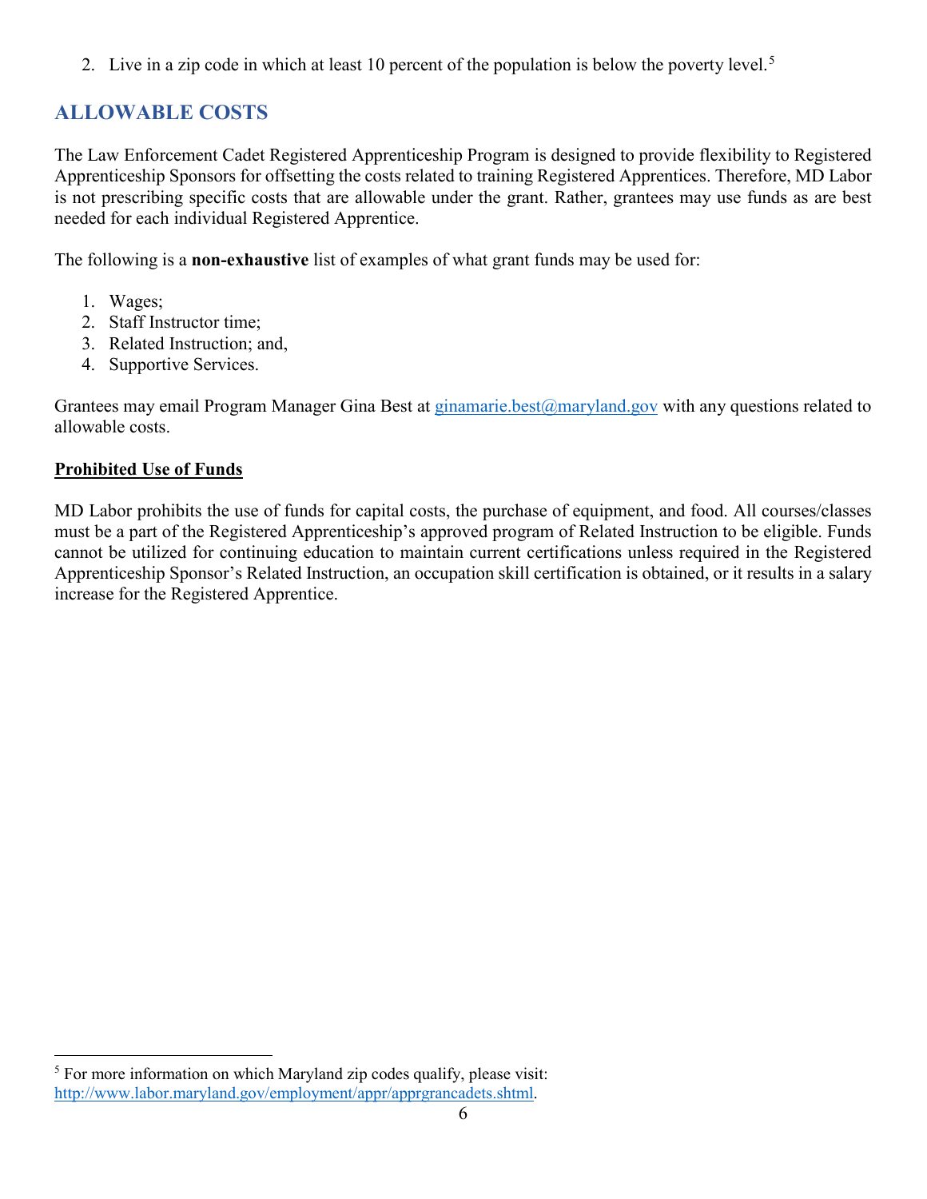2. Live in a zip code in which at least 10 percent of the population is below the poverty level.[5]

## ALLOWABLE COSTS

The Law Enforcement Cadet Registered Apprenticeship Program is designed to provide flexibility to Registered Apprenticeship Sponsors for offsetting the costs related to training Registered Apprentices. Therefore, MD Labor is not prescribing specific costs that are allowable under the grant. Rather, grantees may use funds as are best needed for each individual Registered Apprentice.

The following is a **non-exhaustive** list of examples of what grant funds may be used for:

1. Wages;
2. Staff Instructor time;
3. Related Instruction; and,
4. Supportive Services.

Grantees may email Program Manager Gina Best at ginamarie.best@maryland.gov with any questions related to allowable costs.

**Prohibited Use of Funds**

MD Labor prohibits the use of funds for capital costs, the purchase of equipment, and food. All courses/classes must be a part of the Registered Apprenticeship's approved program of Related Instruction to be eligible. Funds cannot be utilized for continuing education to maintain current certifications unless required in the Registered Apprenticeship Sponsor's Related Instruction, an occupation skill certification is obtained, or it results in a salary increase for the Registered Apprentice.

[5] For more information on which Maryland zip codes qualify, please visit: http://www.labor.maryland.gov/employment/appr/apprgrancadets.shtml.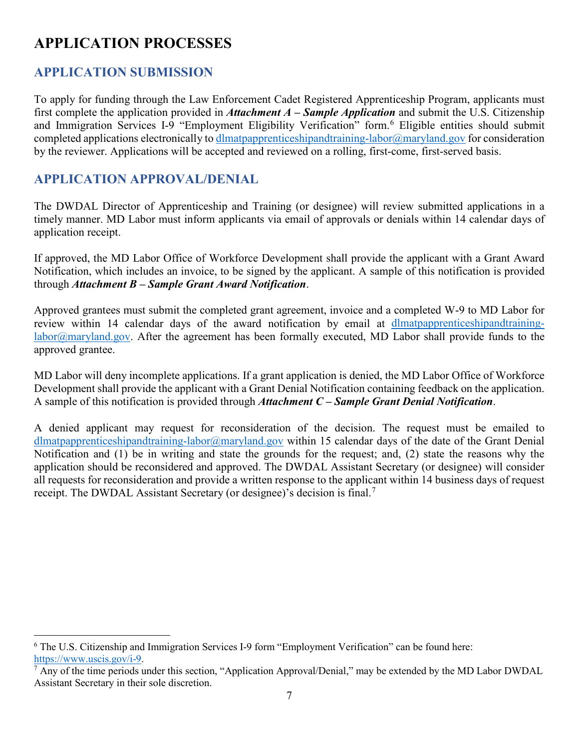# APPLICATION PROCESSES

## APPLICATION SUBMISSION

To apply for funding through the Law Enforcement Cadet Registered Apprenticeship Program, applicants must first complete the application provided in ***Attachment A – Sample Application*** and submit the U.S. Citizenship and Immigration Services I-9 "Employment Eligibility Verification" form.[6] Eligible entities should submit completed applications electronically to dlmatpapprenticeshipandtraining-labor@maryland.gov for consideration by the reviewer. Applications will be accepted and reviewed on a rolling, first-come, first-served basis.

## APPLICATION APPROVAL/DENIAL

The DWDAL Director of Apprenticeship and Training (or designee) will review submitted applications in a timely manner. MD Labor must inform applicants via email of approvals or denials within 14 calendar days of application receipt.

If approved, the MD Labor Office of Workforce Development shall provide the applicant with a Grant Award Notification, which includes an invoice, to be signed by the applicant. A sample of this notification is provided through ***Attachment B – Sample Grant Award Notification***.

Approved grantees must submit the completed grant agreement, invoice and a completed W-9 to MD Labor for review within 14 calendar days of the award notification by email at dlmatpapprenticeshipandtraining-labor@maryland.gov. After the agreement has been formally executed, MD Labor shall provide funds to the approved grantee.

MD Labor will deny incomplete applications. If a grant application is denied, the MD Labor Office of Workforce Development shall provide the applicant with a Grant Denial Notification containing feedback on the application. A sample of this notification is provided through ***Attachment C – Sample Grant Denial Notification***.

A denied applicant may request for reconsideration of the decision. The request must be emailed to dlmatpapprenticeshipandtraining-labor@maryland.gov within 15 calendar days of the date of the Grant Denial Notification and (1) be in writing and state the grounds for the request; and, (2) state the reasons why the application should be reconsidered and approved. The DWDAL Assistant Secretary (or designee) will consider all requests for reconsideration and provide a written response to the applicant within 14 business days of request receipt. The DWDAL Assistant Secretary (or designee)'s decision is final.[7]

---

[6] The U.S. Citizenship and Immigration Services I-9 form "Employment Verification" can be found here: https://www.uscis.gov/i-9.

[7] Any of the time periods under this section, "Application Approval/Denial," may be extended by the MD Labor DWDAL Assistant Secretary in their sole discretion.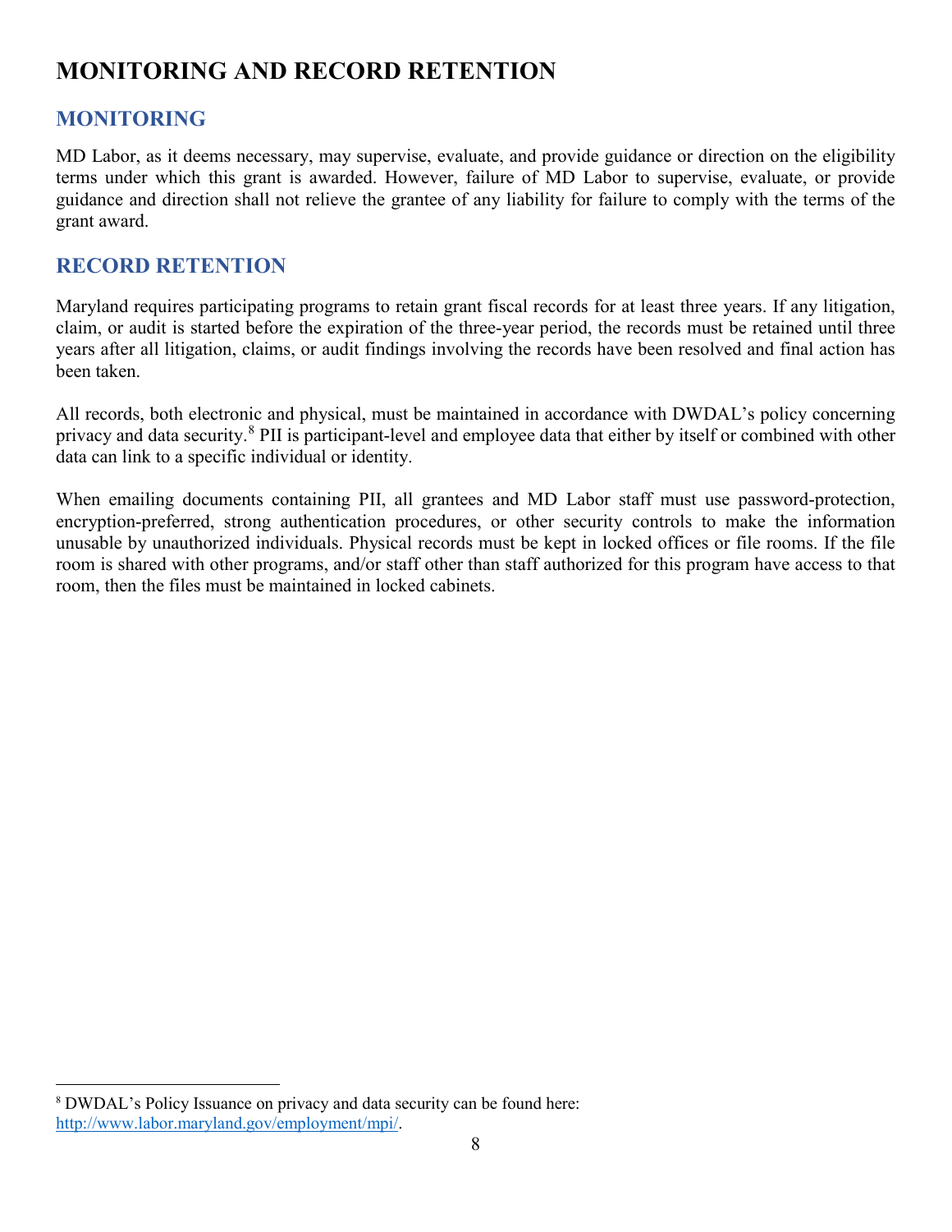# MONITORING AND RECORD RETENTION

## MONITORING

MD Labor, as it deems necessary, may supervise, evaluate, and provide guidance or direction on the eligibility terms under which this grant is awarded. However, failure of MD Labor to supervise, evaluate, or provide guidance and direction shall not relieve the grantee of any liability for failure to comply with the terms of the grant award.

## RECORD RETENTION

Maryland requires participating programs to retain grant fiscal records for at least three years. If any litigation, claim, or audit is started before the expiration of the three-year period, the records must be retained until three years after all litigation, claims, or audit findings involving the records have been resolved and final action has been taken.

All records, both electronic and physical, must be maintained in accordance with DWDAL's policy concerning privacy and data security.[8] PII is participant-level and employee data that either by itself or combined with other data can link to a specific individual or identity.

When emailing documents containing PII, all grantees and MD Labor staff must use password-protection, encryption-preferred, strong authentication procedures, or other security controls to make the information unusable by unauthorized individuals. Physical records must be kept in locked offices or file rooms. If the file room is shared with other programs, and/or staff other than staff authorized for this program have access to that room, then the files must be maintained in locked cabinets.

---

[8] DWDAL's Policy Issuance on privacy and data security can be found here: http://www.labor.maryland.gov/employment/mpi/.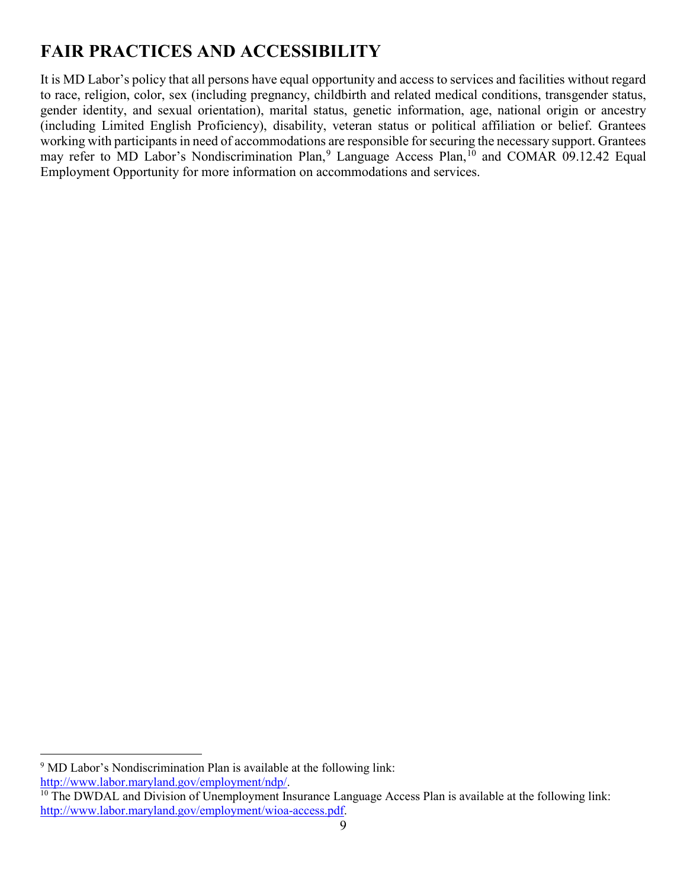## FAIR PRACTICES AND ACCESSIBILITY

It is MD Labor's policy that all persons have equal opportunity and access to services and facilities without regard to race, religion, color, sex (including pregnancy, childbirth and related medical conditions, transgender status, gender identity, and sexual orientation), marital status, genetic information, age, national origin or ancestry (including Limited English Proficiency), disability, veteran status or political affiliation or belief. Grantees working with participants in need of accommodations are responsible for securing the necessary support. Grantees may refer to MD Labor's Nondiscrimination Plan,[9] Language Access Plan,[10] and COMAR 09.12.42 Equal Employment Opportunity for more information on accommodations and services.

---

[9] MD Labor's Nondiscrimination Plan is available at the following link: http://www.labor.maryland.gov/employment/ndp/.

[10] The DWDAL and Division of Unemployment Insurance Language Access Plan is available at the following link: http://www.labor.maryland.gov/employment/wioa-access.pdf.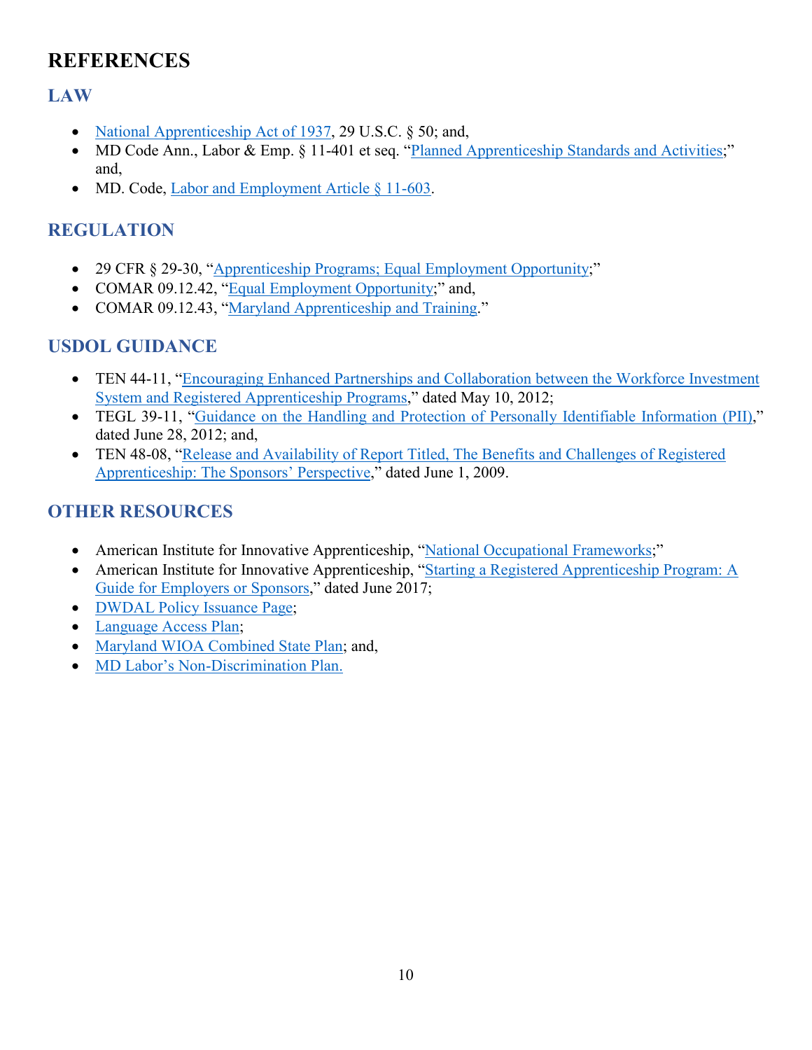# REFERENCES

## LAW

- National Apprenticeship Act of 1937, 29 U.S.C. § 50; and,
- MD Code Ann., Labor & Emp. § 11-401 et seq. "Planned Apprenticeship Standards and Activities;" and,
- MD. Code, Labor and Employment Article § 11-603.

## REGULATION

- 29 CFR § 29-30, "Apprenticeship Programs; Equal Employment Opportunity;"
- COMAR 09.12.42, "Equal Employment Opportunity;" and,
- COMAR 09.12.43, "Maryland Apprenticeship and Training."

## USDOL GUIDANCE

- TEN 44-11, "Encouraging Enhanced Partnerships and Collaboration between the Workforce Investment System and Registered Apprenticeship Programs," dated May 10, 2012;
- TEGL 39-11, "Guidance on the Handling and Protection of Personally Identifiable Information (PII)," dated June 28, 2012; and,
- TEN 48-08, "Release and Availability of Report Titled, The Benefits and Challenges of Registered Apprenticeship: The Sponsors' Perspective," dated June 1, 2009.

## OTHER RESOURCES

- American Institute for Innovative Apprenticeship, "National Occupational Frameworks;"
- American Institute for Innovative Apprenticeship, "Starting a Registered Apprenticeship Program: A Guide for Employers or Sponsors," dated June 2017;
- DWDAL Policy Issuance Page;
- Language Access Plan;
- Maryland WIOA Combined State Plan; and,
- MD Labor's Non-Discrimination Plan.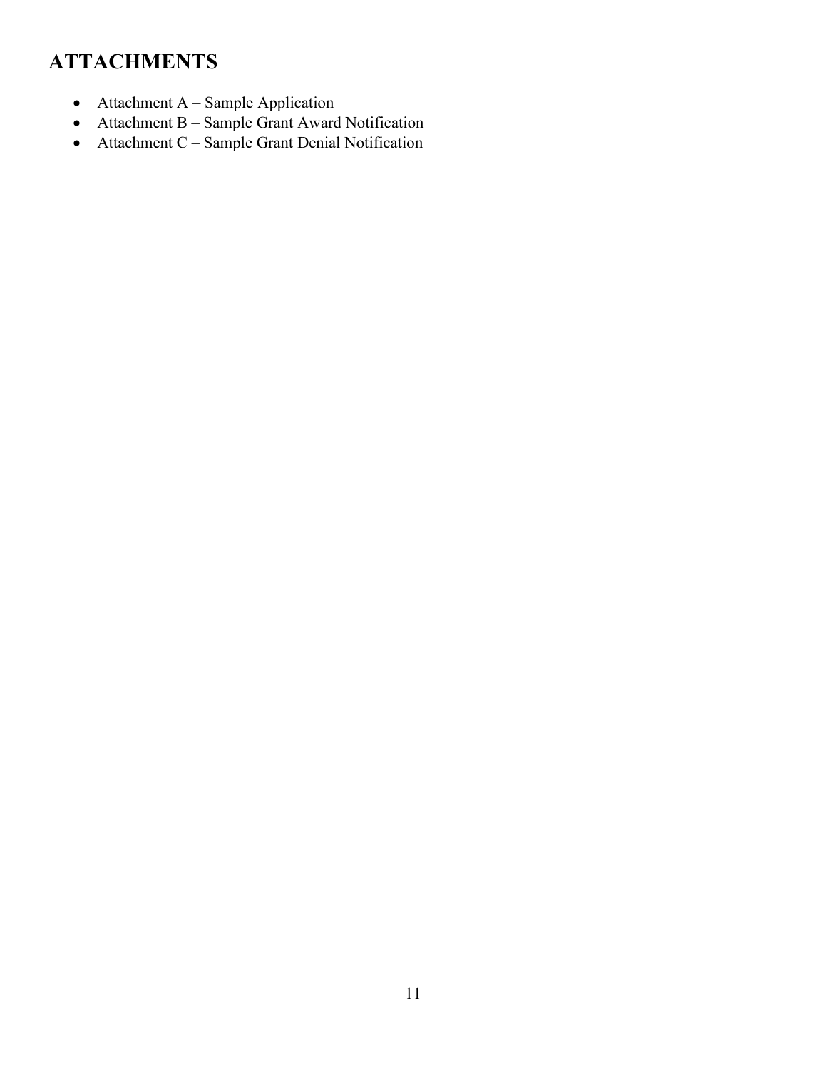# ATTACHMENTS

- Attachment A – Sample Application
- Attachment B – Sample Grant Award Notification
- Attachment C – Sample Grant Denial Notification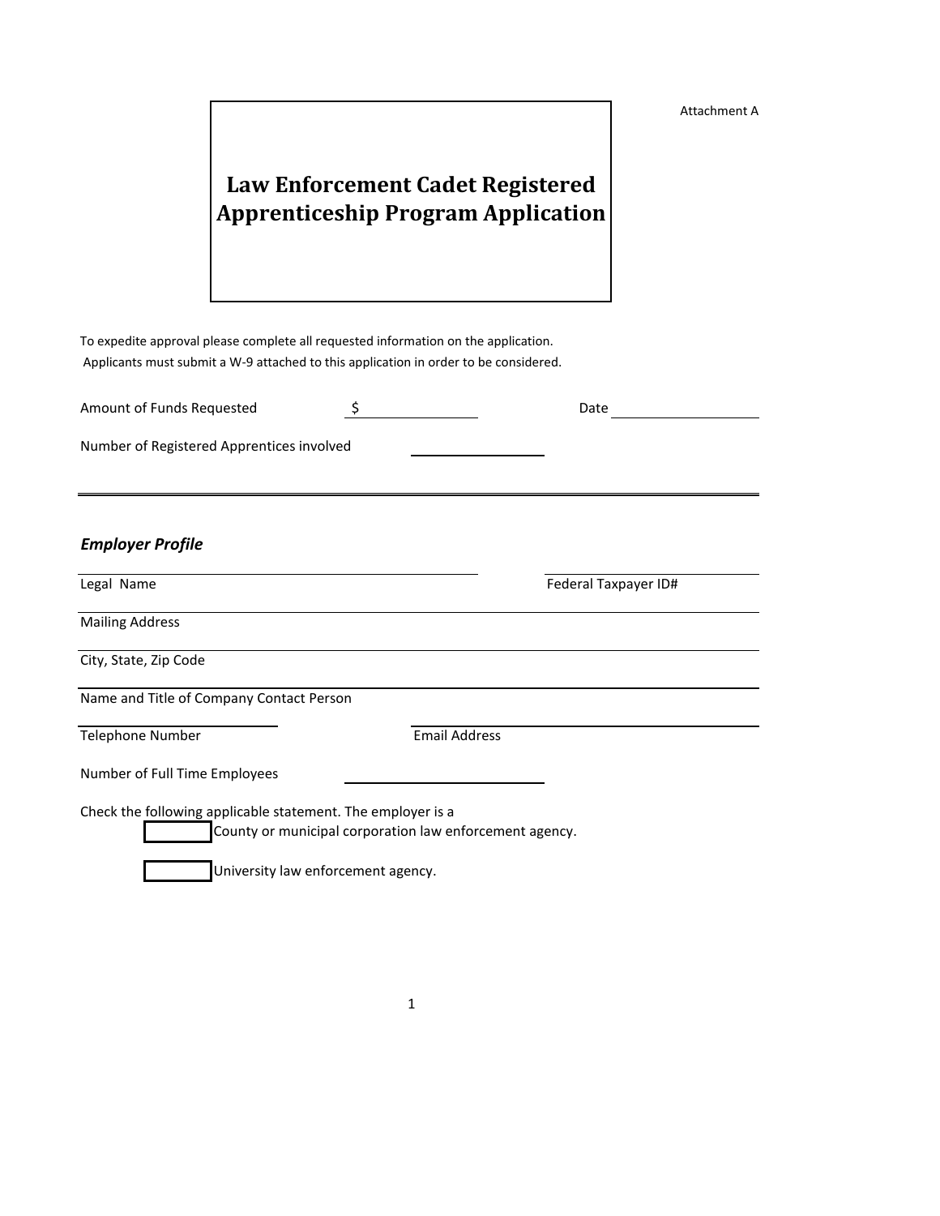Attachment A

# Law Enforcement Cadet Registered Apprenticeship Program Application

To expedite approval please complete all requested information on the application.
Applicants must submit a W-9 attached to this application in order to be considered.

Amount of Funds Requested $\_\_\_\_\_\_\_\_\_\_\_\_\_\_\_\_ Date \_\_\_\_\_\_\_\_\_\_\_\_\_\_\_\_\_\_

Number of Registered Apprentices involved \_\_\_\_\_\_\_\_\_\_\_\_\_\_\_\_

---

***Employer Profile***

Legal Name \_\_\_\_\_\_\_\_\_\_\_\_\_\_\_\_\_\_\_\_ Federal Taxpayer ID# \_\_\_\_\_\_\_\_\_\_\_\_\_\_\_\_

Mailing Address \_\_\_\_\_\_\_\_\_\_\_\_\_\_\_\_\_\_\_\_

City, State, Zip Code \_\_\_\_\_\_\_\_\_\_\_\_\_\_\_\_\_\_\_\_

Name and Title of Company Contact Person \_\_\_\_\_\_\_\_\_\_\_\_\_\_\_\_\_\_\_\_

Telephone Number \_\_\_\_\_\_\_\_\_\_\_\_\_\_\_\_ Email Address \_\_\_\_\_\_\_\_\_\_\_\_\_\_\_\_

Number of Full Time Employees \_\_\_\_\_\_\_\_\_\_\_\_\_\_\_\_

Check the following applicable statement. The employer is a

- [ ] County or municipal corporation law enforcement agency.
- [ ] University law enforcement agency.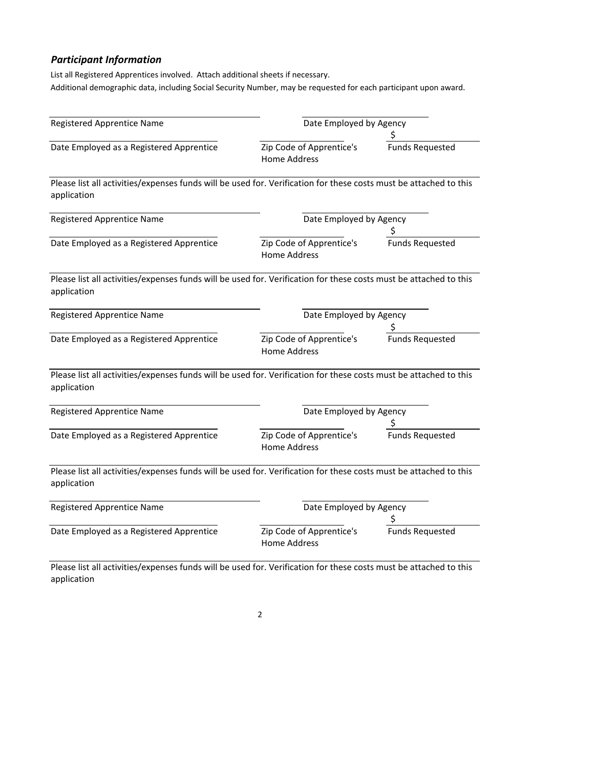### *Participant Information*

List all Registered Apprentices involved. Attach additional sheets if necessary.

Additional demographic data, including Social Security Number, may be requested for each participant upon award.

Registered Apprentice Name ______________________ Date Employed by Agency ______________________

Date Employed as a Registered Apprentice ______________________ Zip Code of Apprentice's Home Address ______________________ Funds Requested $______________________

Please list all activities/expenses funds will be used for. Verification for these costs must be attached to this application

Registered Apprentice Name ______________________ Date Employed by Agency ______________________

Date Employed as a Registered Apprentice ______________________ Zip Code of Apprentice's Home Address ______________________ Funds Requested $______________________

Please list all activities/expenses funds will be used for. Verification for these costs must be attached to this application

Registered Apprentice Name ______________________ Date Employed by Agency ______________________

Date Employed as a Registered Apprentice ______________________ Zip Code of Apprentice's Home Address ______________________ Funds Requested $______________________

Please list all activities/expenses funds will be used for. Verification for these costs must be attached to this application

Registered Apprentice Name ______________________ Date Employed by Agency ______________________

Date Employed as a Registered Apprentice ______________________ Zip Code of Apprentice's Home Address ______________________ Funds Requested $______________________

Please list all activities/expenses funds will be used for. Verification for these costs must be attached to this application

Registered Apprentice Name ______________________ Date Employed by Agency ______________________

Date Employed as a Registered Apprentice ______________________ Zip Code of Apprentice's Home Address ______________________ Funds Requested $______________________

Please list all activities/expenses funds will be used for. Verification for these costs must be attached to this application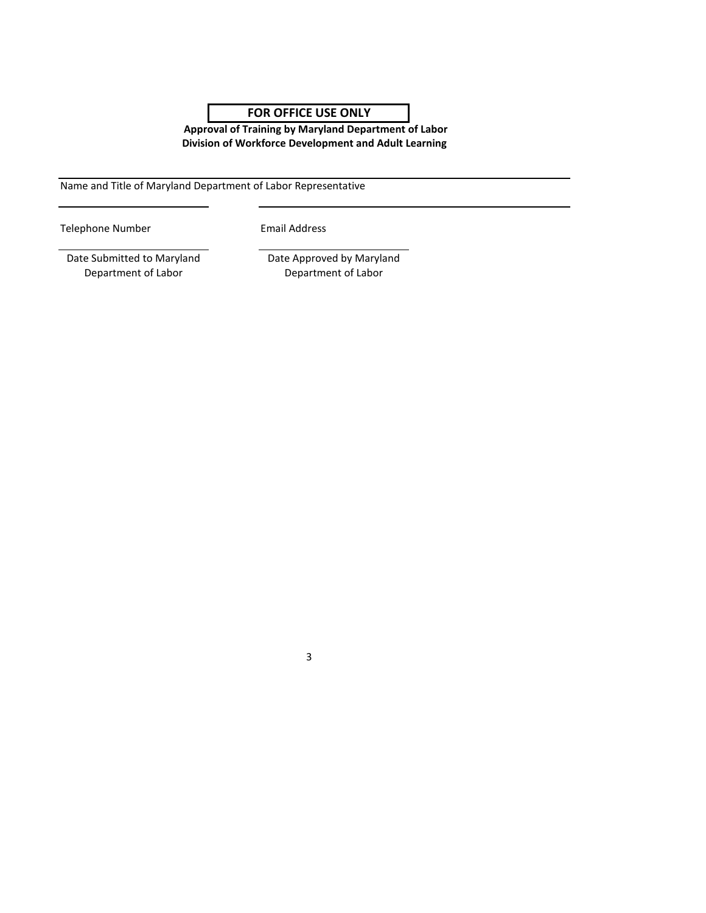**FOR OFFICE USE ONLY**

**Approval of Training by Maryland Department of Labor**
**Division of Workforce Development and Adult Learning**

\_\_\_\_\_\_\_\_\_\_\_\_\_\_\_\_\_\_\_\_\_\_\_\_\_\_\_\_\_\_\_\_\_\_\_\_\_\_\_\_\_\_\_\_\_\_\_\_\_\_\_\_\_\_\_\_\_\_\_\_
Name and Title of Maryland Department of Labor Representative

\_\_\_\_\_\_\_\_\_\_\_\_\_\_\_\_\_\_\_\_ \_\_\_\_\_\_\_\_\_\_\_\_\_\_\_\_\_\_\_\_\_\_\_\_\_\_\_\_\_\_\_\_\_\_\_\_\_\_
Telephone Number Email Address

\_\_\_\_\_\_\_\_\_\_\_\_\_\_\_\_\_\_\_\_ \_\_\_\_\_\_\_\_\_\_\_\_\_\_\_\_\_\_\_\_
Date Submitted to Maryland Department of Labor Date Approved by Maryland Department of Labor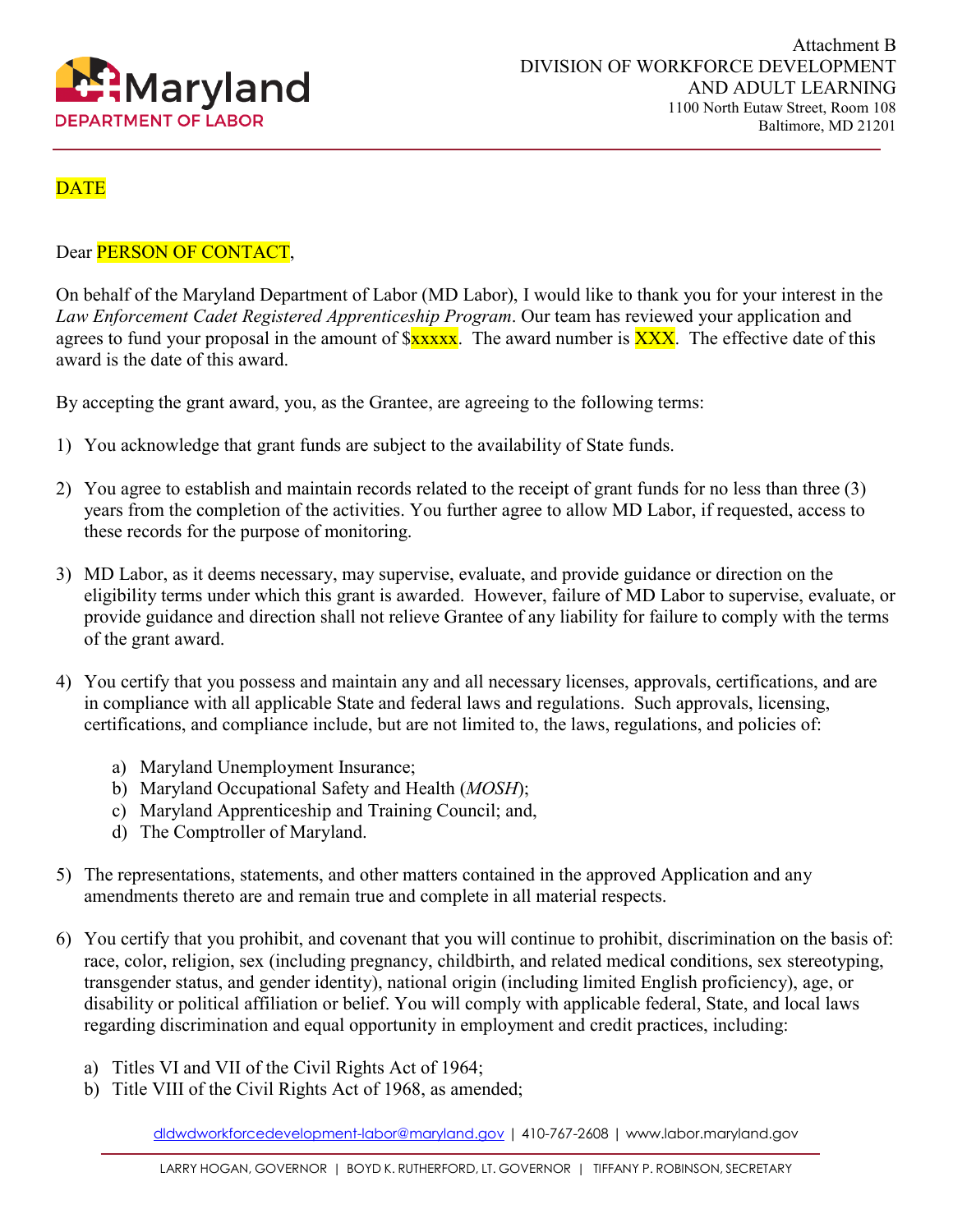Attachment B
DIVISION OF WORKFORCE DEVELOPMENT
AND ADULT LEARNING
1100 North Eutaw Street, Room 108
Baltimore, MD 21201

DATE

Dear PERSON OF CONTACT,

On behalf of the Maryland Department of Labor (MD Labor), I would like to thank you for your interest in the *Law Enforcement Cadet Registered Apprenticeship Program*. Our team has reviewed your application and agrees to fund your proposal in the amount of $xxxxx. The award number is XXX. The effective date of this award is the date of this award.

By accepting the grant award, you, as the Grantee, are agreeing to the following terms:

1) You acknowledge that grant funds are subject to the availability of State funds.

2) You agree to establish and maintain records related to the receipt of grant funds for no less than three (3) years from the completion of the activities. You further agree to allow MD Labor, if requested, access to these records for the purpose of monitoring.

3) MD Labor, as it deems necessary, may supervise, evaluate, and provide guidance or direction on the eligibility terms under which this grant is awarded. However, failure of MD Labor to supervise, evaluate, or provide guidance and direction shall not relieve Grantee of any liability for failure to comply with the terms of the grant award.

4) You certify that you possess and maintain any and all necessary licenses, approvals, certifications, and are in compliance with all applicable State and federal laws and regulations. Such approvals, licensing, certifications, and compliance include, but are not limited to, the laws, regulations, and policies of:

   a) Maryland Unemployment Insurance;
   b) Maryland Occupational Safety and Health (*MOSH*);
   c) Maryland Apprenticeship and Training Council; and,
   d) The Comptroller of Maryland.

5) The representations, statements, and other matters contained in the approved Application and any amendments thereto are and remain true and complete in all material respects.

6) You certify that you prohibit, and covenant that you will continue to prohibit, discrimination on the basis of: race, color, religion, sex (including pregnancy, childbirth, and related medical conditions, sex stereotyping, transgender status, and gender identity), national origin (including limited English proficiency), age, or disability or political affiliation or belief. You will comply with applicable federal, State, and local laws regarding discrimination and equal opportunity in employment and credit practices, including:

   a) Titles VI and VII of the Civil Rights Act of 1964;
   b) Title VIII of the Civil Rights Act of 1968, as amended;

dldwdworkforcedevelopment-labor@maryland.gov | 410-767-2608 | www.labor.maryland.gov

LARRY HOGAN, GOVERNOR | BOYD K. RUTHERFORD, LT. GOVERNOR | TIFFANY P. ROBINSON, SECRETARY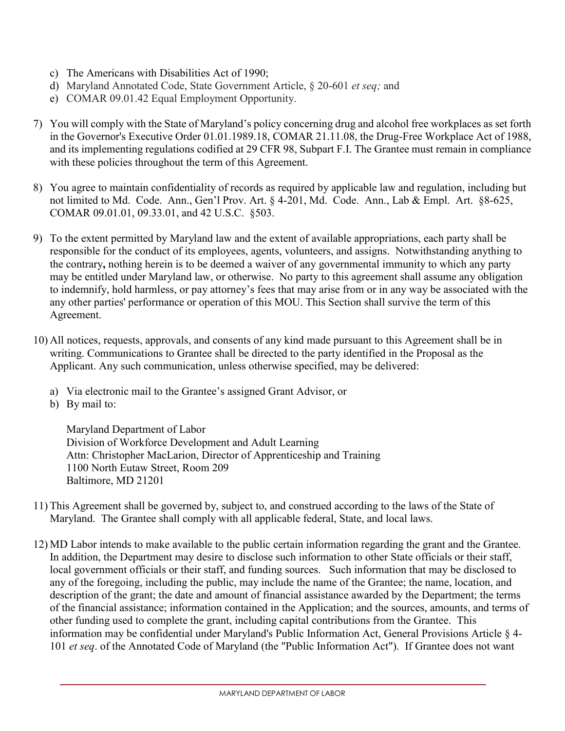c) The Americans with Disabilities Act of 1990;
d) Maryland Annotated Code, State Government Article, § 20-601 *et seq;* and
e) COMAR 09.01.42 Equal Employment Opportunity.

7) You will comply with the State of Maryland's policy concerning drug and alcohol free workplaces as set forth in the Governor's Executive Order 01.01.1989.18, COMAR 21.11.08, the Drug-Free Workplace Act of 1988, and its implementing regulations codified at 29 CFR 98, Subpart F.I. The Grantee must remain in compliance with these policies throughout the term of this Agreement.

8) You agree to maintain confidentiality of records as required by applicable law and regulation, including but not limited to Md. Code. Ann., Gen'l Prov. Art. § 4-201, Md. Code. Ann., Lab & Empl. Art. §8-625, COMAR 09.01.01, 09.33.01, and 42 U.S.C. §503.

9) To the extent permitted by Maryland law and the extent of available appropriations, each party shall be responsible for the conduct of its employees, agents, volunteers, and assigns. Notwithstanding anything to the contrary**,** nothing herein is to be deemed a waiver of any governmental immunity to which any party may be entitled under Maryland law, or otherwise. No party to this agreement shall assume any obligation to indemnify, hold harmless, or pay attorney's fees that may arise from or in any way be associated with the any other parties' performance or operation of this MOU. This Section shall survive the term of this Agreement.

10) All notices, requests, approvals, and consents of any kind made pursuant to this Agreement shall be in writing. Communications to Grantee shall be directed to the party identified in the Proposal as the Applicant. Any such communication, unless otherwise specified, may be delivered:

    a) Via electronic mail to the Grantee's assigned Grant Advisor, or
    b) By mail to:

       Maryland Department of Labor
       Division of Workforce Development and Adult Learning
       Attn: Christopher MacLarion, Director of Apprenticeship and Training
       1100 North Eutaw Street, Room 209
       Baltimore, MD 21201

11) This Agreement shall be governed by, subject to, and construed according to the laws of the State of Maryland. The Grantee shall comply with all applicable federal, State, and local laws.

12) MD Labor intends to make available to the public certain information regarding the grant and the Grantee. In addition, the Department may desire to disclose such information to other State officials or their staff, local government officials or their staff, and funding sources. Such information that may be disclosed to any of the foregoing, including the public, may include the name of the Grantee; the name, location, and description of the grant; the date and amount of financial assistance awarded by the Department; the terms of the financial assistance; information contained in the Application; and the sources, amounts, and terms of other funding used to complete the grant, including capital contributions from the Grantee. This information may be confidential under Maryland's Public Information Act, General Provisions Article § 4-101 *et seq*. of the Annotated Code of Maryland (the "Public Information Act"). If Grantee does not want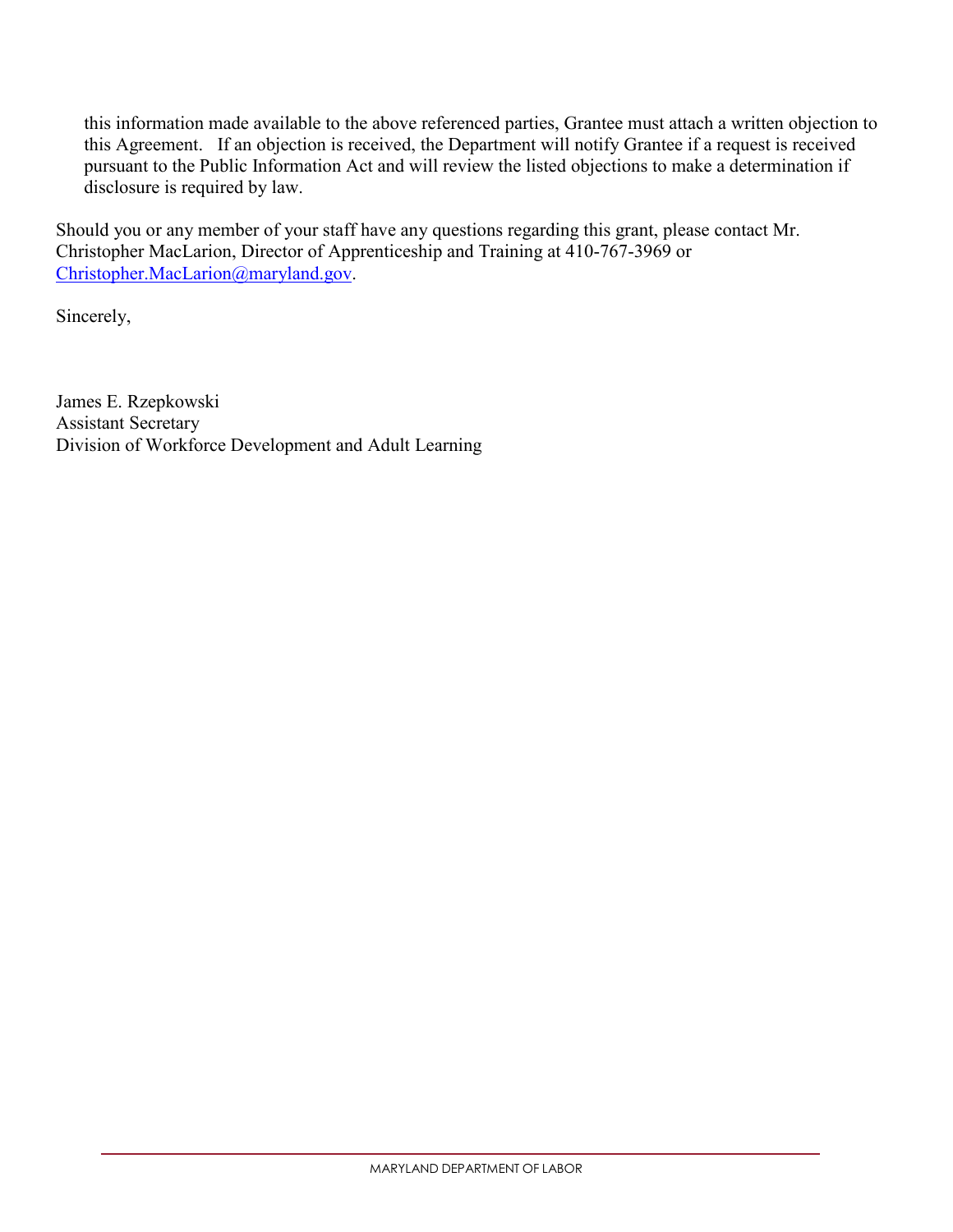this information made available to the above referenced parties, Grantee must attach a written objection to this Agreement. If an objection is received, the Department will notify Grantee if a request is received pursuant to the Public Information Act and will review the listed objections to make a determination if disclosure is required by law.

Should you or any member of your staff have any questions regarding this grant, please contact Mr. Christopher MacLarion, Director of Apprenticeship and Training at 410-767-3969 or Christopher.MacLarion@maryland.gov.

Sincerely,

James E. Rzepkowski
Assistant Secretary
Division of Workforce Development and Adult Learning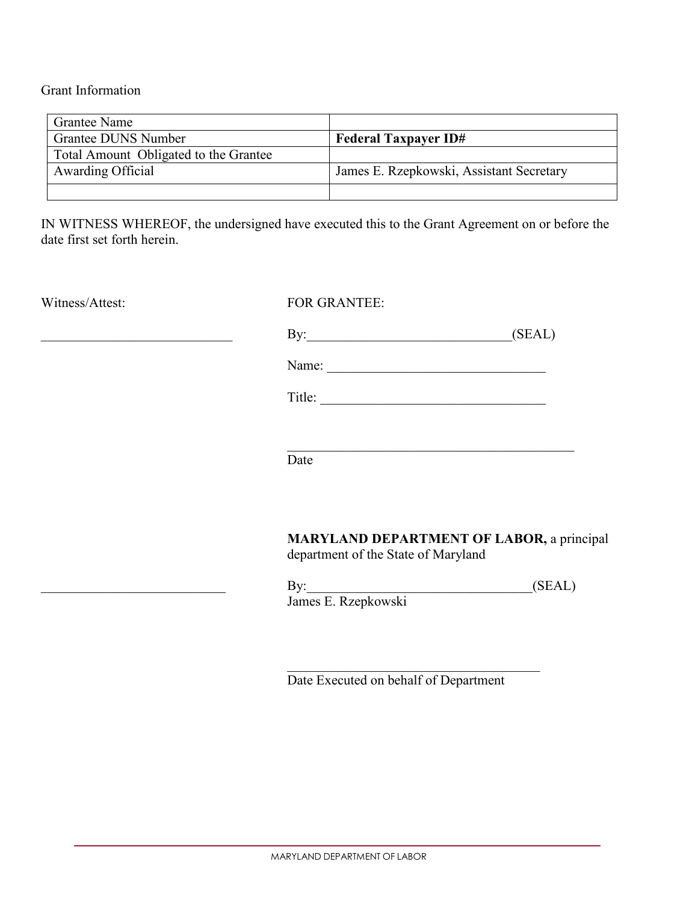Grant Information

| Grantee Name | |
|---|---|
| Grantee DUNS Number | **Federal Taxpayer ID#** |
| Total Amount Obligated to the Grantee | |
| Awarding Official | James E. Rzepkowski, Assistant Secretary |
| | |

IN WITNESS WHEREOF, the undersigned have executed this to the Grant Agreement on or before the date first set forth herein.

Witness/Attest:

____________________________

FOR GRANTEE:

By:______________________________(SEAL)

Name: _________________________________

Title: _________________________________

_____________________________________________

Date

**MARYLAND DEPARTMENT OF LABOR,** a principal department of the State of Maryland

___________________________

By:_________________________________(SEAL)

James E. Rzepkowski

_______________________________________

Date Executed on behalf of Department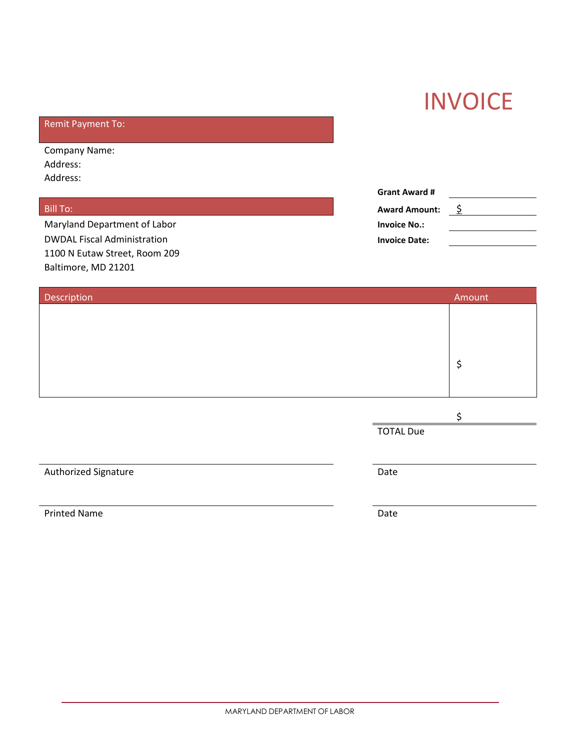# INVOICE

**Remit Payment To:**

Company Name:
Address:
Address:

**Grant Award #** ______________
**Award Amount:** $ ______________
**Invoice No.:** ______________
**Invoice Date:** ______________

**Bill To:**

Maryland Department of Labor
DWDAL Fiscal Administration
1100 N Eutaw Street, Room 209
Baltimore, MD 21201

| Description | Amount |
|---|---|
| | $ |

$ ______________
TOTAL Due

______________________________ ______________
Authorized Signature Date

______________________________ ______________
Printed Name Date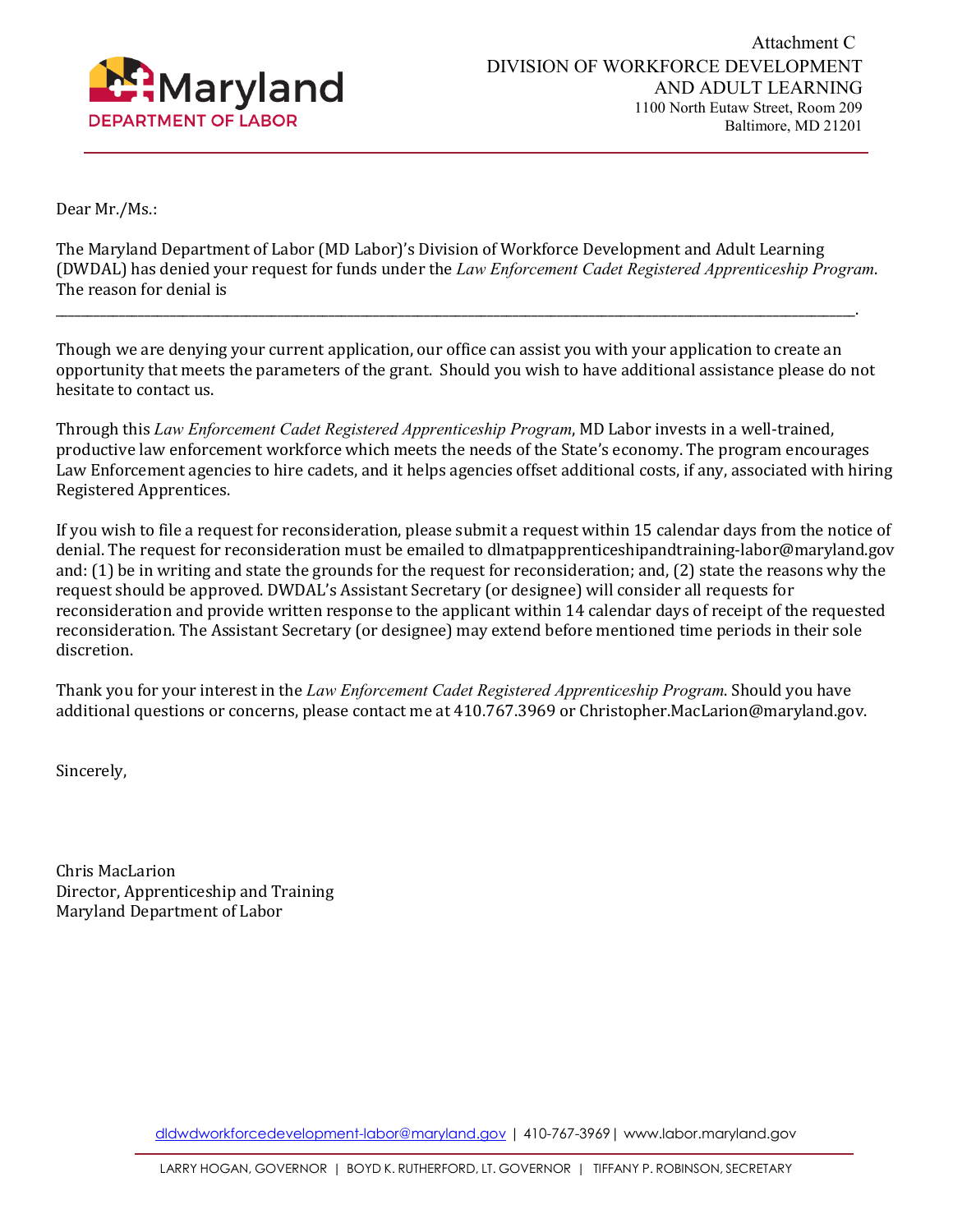Attachment C

DIVISION OF WORKFORCE DEVELOPMENT AND ADULT LEARNING
1100 North Eutaw Street, Room 209
Baltimore, MD 21201

Dear Mr./Ms.:

The Maryland Department of Labor (MD Labor)'s Division of Workforce Development and Adult Learning (DWDAL) has denied your request for funds under the *Law Enforcement Cadet Registered Apprenticeship Program*. The reason for denial is ________________________________________________________________.

Though we are denying your current application, our office can assist you with your application to create an opportunity that meets the parameters of the grant. Should you wish to have additional assistance please do not hesitate to contact us.

Through this *Law Enforcement Cadet Registered Apprenticeship Program*, MD Labor invests in a well-trained, productive law enforcement workforce which meets the needs of the State's economy. The program encourages Law Enforcement agencies to hire cadets, and it helps agencies offset additional costs, if any, associated with hiring Registered Apprentices.

If you wish to file a request for reconsideration, please submit a request within 15 calendar days from the notice of denial. The request for reconsideration must be emailed to dlmatpapprenticeshipandtraining-labor@maryland.gov and: (1) be in writing and state the grounds for the request for reconsideration; and, (2) state the reasons why the request should be approved. DWDAL's Assistant Secretary (or designee) will consider all requests for reconsideration and provide written response to the applicant within 14 calendar days of receipt of the requested reconsideration. The Assistant Secretary (or designee) may extend before mentioned time periods in their sole discretion.

Thank you for your interest in the *Law Enforcement Cadet Registered Apprenticeship Program*. Should you have additional questions or concerns, please contact me at 410.767.3969 or Christopher.MacLarion@maryland.gov.

Sincerely,

Chris MacLarion
Director, Apprenticeship and Training
Maryland Department of Labor

dldwdworkforcedevelopment-labor@maryland.gov | 410-767-3969 | www.labor.maryland.gov

LARRY HOGAN, GOVERNOR | BOYD K. RUTHERFORD, LT. GOVERNOR | TIFFANY P. ROBINSON, SECRETARY